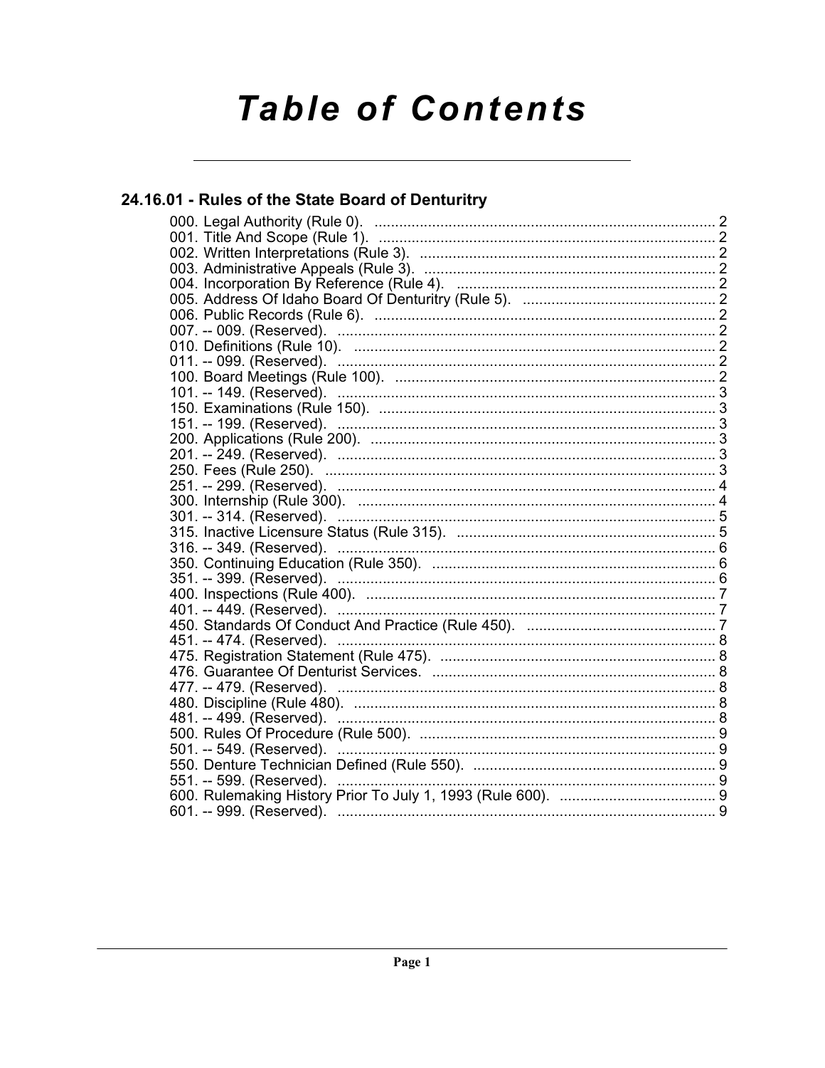# Table of Contents

## 24.16.01 - Rules of the State Board of Denturitry

000. Legal Authority (Rule 0). .......... 2
001. Title And Scope (Rule 1). .......... 2
002. Written Interpretations (Rule 3). .......... 2
003. Administrative Appeals (Rule 3). .......... 2
004. Incorporation By Reference (Rule 4). .......... 2
005. Address Of Idaho Board Of Denturitry (Rule 5). .......... 2
006. Public Records (Rule 6). .......... 2
007. -- 009. (Reserved). .......... 2
010. Definitions (Rule 10). .......... 2
011. -- 099. (Reserved). .......... 2
100. Board Meetings (Rule 100). .......... 2
101. -- 149. (Reserved). .......... 3
150. Examinations (Rule 150). .......... 3
151. -- 199. (Reserved). .......... 3
200. Applications (Rule 200). .......... 3
201. -- 249. (Reserved). .......... 3
250. Fees (Rule 250). .......... 3
251. -- 299. (Reserved). .......... 4
300. Internship (Rule 300). .......... 4
301. -- 314. (Reserved). .......... 5
315. Inactive Licensure Status (Rule 315). .......... 5
316. -- 349. (Reserved). .......... 6
350. Continuing Education (Rule 350). .......... 6
351. -- 399. (Reserved). .......... 6
400. Inspections (Rule 400). .......... 7
401. -- 449. (Reserved). .......... 7
450. Standards Of Conduct And Practice (Rule 450). .......... 7
451. -- 474. (Reserved). .......... 8
475. Registration Statement (Rule 475). .......... 8
476. Guarantee Of Denturist Services. .......... 8
477. -- 479. (Reserved). .......... 8
480. Discipline (Rule 480). .......... 8
481. -- 499. (Reserved). .......... 8
500. Rules Of Procedure (Rule 500). .......... 9
501. -- 549. (Reserved). .......... 9
550. Denture Technician Defined (Rule 550). .......... 9
551. -- 599. (Reserved). .......... 9
600. Rulemaking History Prior To July 1, 1993 (Rule 600). .......... 9
601. -- 999. (Reserved). .......... 9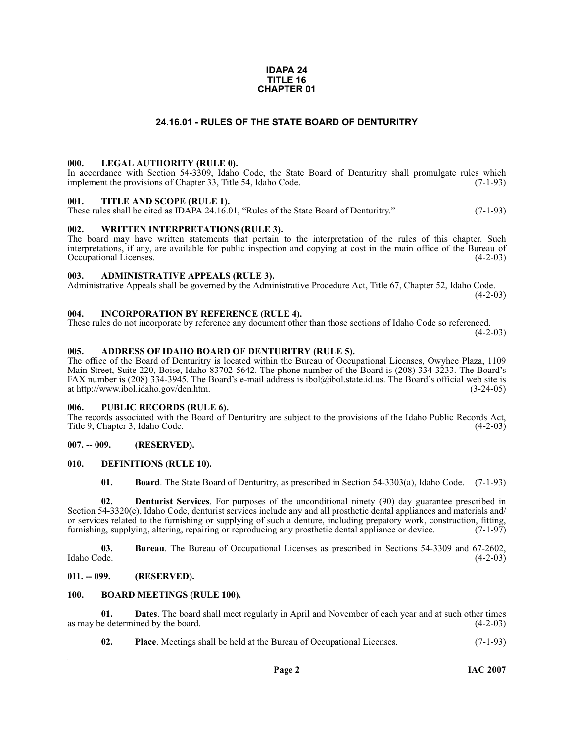**IDAPA 24**
**TITLE 16**
**CHAPTER 01**

## 24.16.01 - RULES OF THE STATE BOARD OF DENTURITRY

### 000. LEGAL AUTHORITY (RULE 0).

In accordance with Section 54-3309, Idaho Code, the State Board of Denturitry shall promulgate rules which implement the provisions of Chapter 33, Title 54, Idaho Code. (7-1-93)

### 001. TITLE AND SCOPE (RULE 1).

These rules shall be cited as IDAPA 24.16.01, "Rules of the State Board of Denturitry." (7-1-93)

### 002. WRITTEN INTERPRETATIONS (RULE 3).

The board may have written statements that pertain to the interpretation of the rules of this chapter. Such interpretations, if any, are available for public inspection and copying at cost in the main office of the Bureau of Occupational Licenses. (4-2-03)

### 003. ADMINISTRATIVE APPEALS (RULE 3).

Administrative Appeals shall be governed by the Administrative Procedure Act, Title 67, Chapter 52, Idaho Code. (4-2-03)

### 004. INCORPORATION BY REFERENCE (RULE 4).

These rules do not incorporate by reference any document other than those sections of Idaho Code so referenced. (4-2-03)

### 005. ADDRESS OF IDAHO BOARD OF DENTURITRY (RULE 5).

The office of the Board of Denturitry is located within the Bureau of Occupational Licenses, Owyhee Plaza, 1109 Main Street, Suite 220, Boise, Idaho 83702-5642. The phone number of the Board is (208) 334-3233. The Board's FAX number is (208) 334-3945. The Board's e-mail address is ibol@ibol.state.id.us. The Board's official web site is at http://www.ibol.idaho.gov/den.htm. (3-24-05)

### 006. PUBLIC RECORDS (RULE 6).

The records associated with the Board of Denturitry are subject to the provisions of the Idaho Public Records Act, Title 9, Chapter 3, Idaho Code. (4-2-03)

### 007. -- 009. (RESERVED).

### 010. DEFINITIONS (RULE 10).

**01. Board**. The State Board of Denturitry, as prescribed in Section 54-3303(a), Idaho Code. (7-1-93)

**02. Denturist Services**. For purposes of the unconditional ninety (90) day guarantee prescribed in Section 54-3320(c), Idaho Code, denturist services include any and all prosthetic dental appliances and materials and/or services related to the furnishing or supplying of such a denture, including prepatory work, construction, fitting, furnishing, supplying, altering, repairing or reproducing any prosthetic dental appliance or device. (7-1-97)

**03. Bureau**. The Bureau of Occupational Licenses as prescribed in Sections 54-3309 and 67-2602, Idaho Code. (4-2-03)

### 011. -- 099. (RESERVED).

### 100. BOARD MEETINGS (RULE 100).

**01. Dates**. The board shall meet regularly in April and November of each year and at such other times as may be determined by the board. (4-2-03)

**02. Place**. Meetings shall be held at the Bureau of Occupational Licenses. (7-1-93)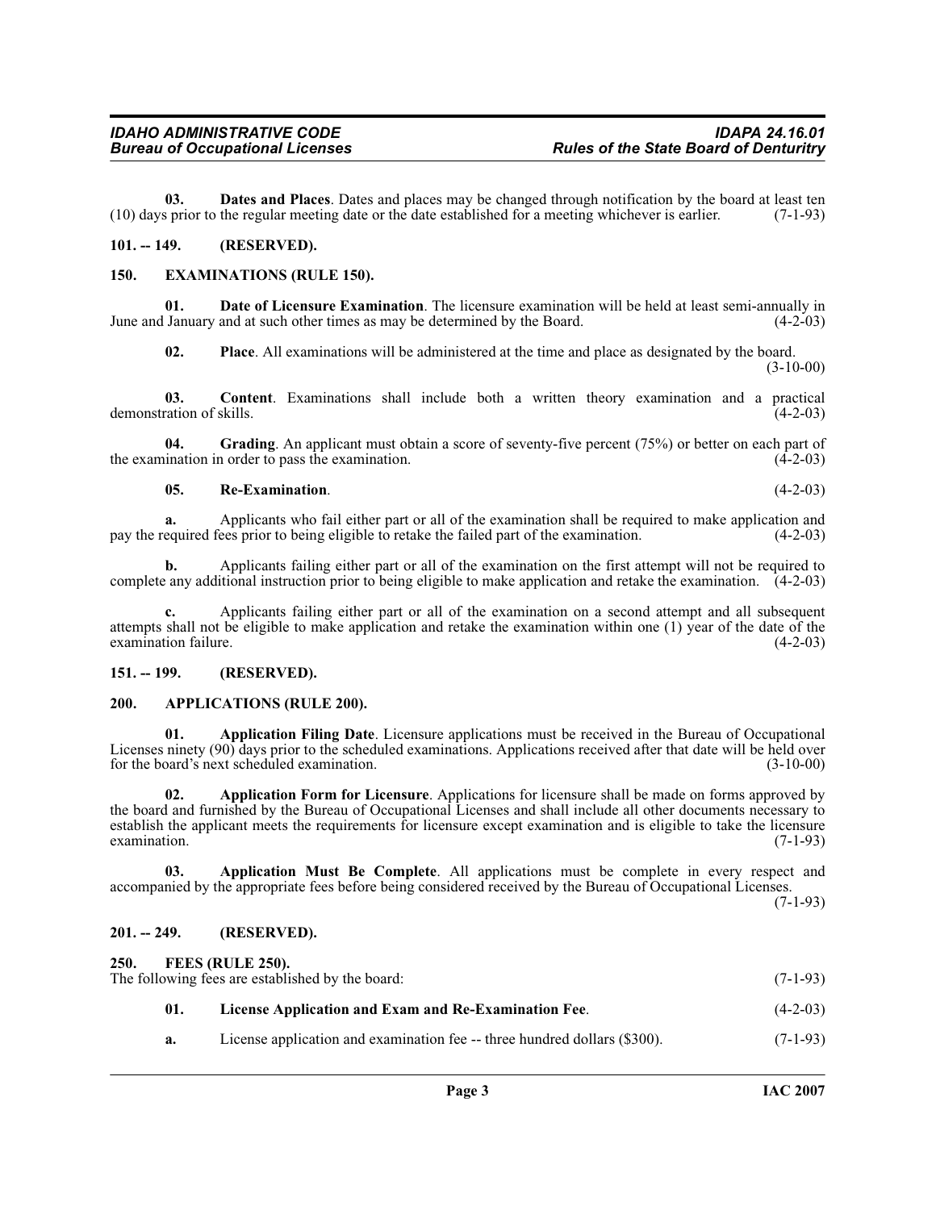**03. Dates and Places**. Dates and places may be changed through notification by the board at least ten (10) days prior to the regular meeting date or the date established for a meeting whichever is earlier. (7-1-93)

## 101. -- 149. (RESERVED).

## 150. EXAMINATIONS (RULE 150).

**01. Date of Licensure Examination**. The licensure examination will be held at least semi-annually in June and January and at such other times as may be determined by the Board. (4-2-03)

**02. Place**. All examinations will be administered at the time and place as designated by the board. (3-10-00)

**03. Content**. Examinations shall include both a written theory examination and a practical demonstration of skills. (4-2-03)

**04. Grading**. An applicant must obtain a score of seventy-five percent (75%) or better on each part of the examination in order to pass the examination. (4-2-03)

**05. Re-Examination**. (4-2-03)

**a.** Applicants who fail either part or all of the examination shall be required to make application and pay the required fees prior to being eligible to retake the failed part of the examination. (4-2-03)

**b.** Applicants failing either part or all of the examination on the first attempt will not be required to complete any additional instruction prior to being eligible to make application and retake the examination. (4-2-03)

**c.** Applicants failing either part or all of the examination on a second attempt and all subsequent attempts shall not be eligible to make application and retake the examination within one (1) year of the date of the examination failure. (4-2-03)

## 151. -- 199. (RESERVED).

## 200. APPLICATIONS (RULE 200).

**01. Application Filing Date**. Licensure applications must be received in the Bureau of Occupational Licenses ninety (90) days prior to the scheduled examinations. Applications received after that date will be held over for the board's next scheduled examination. (3-10-00)

**02. Application Form for Licensure**. Applications for licensure shall be made on forms approved by the board and furnished by the Bureau of Occupational Licenses and shall include all other documents necessary to establish the applicant meets the requirements for licensure except examination and is eligible to take the licensure examination. (7-1-93)

**03. Application Must Be Complete**. All applications must be complete in every respect and accompanied by the appropriate fees before being considered received by the Bureau of Occupational Licenses. (7-1-93)

## 201. -- 249. (RESERVED).

## 250. FEES (RULE 250).

The following fees are established by the board: (7-1-93)

**01. License Application and Exam and Re-Examination Fee**. (4-2-03)

**a.** License application and examination fee -- three hundred dollars ($300). (7-1-93)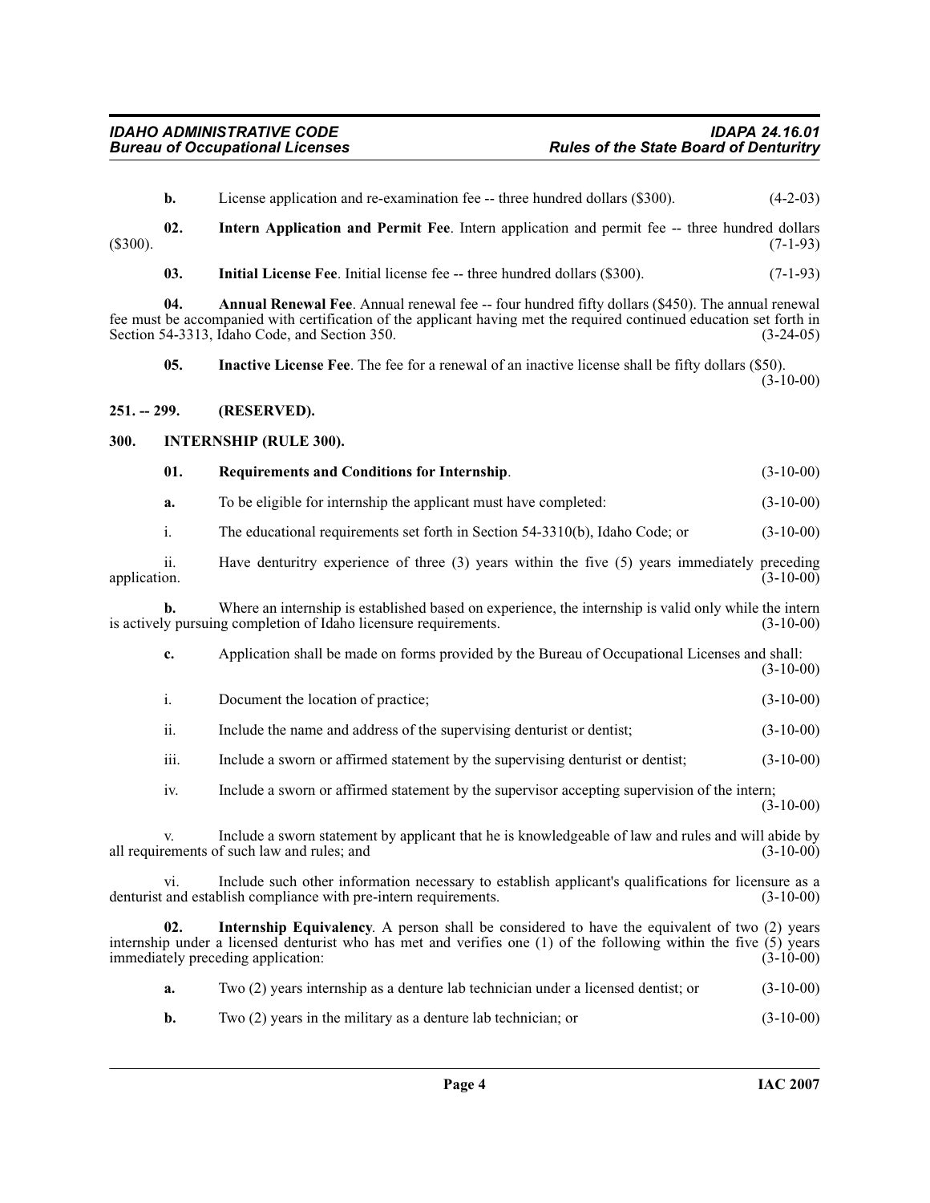**b.** License application and re-examination fee -- three hundred dollars ($300). (4-2-03)

**02. Intern Application and Permit Fee**. Intern application and permit fee -- three hundred dollars ($300). (7-1-93)

**03. Initial License Fee**. Initial license fee -- three hundred dollars ($300). (7-1-93)

**04. Annual Renewal Fee**. Annual renewal fee -- four hundred fifty dollars ($450). The annual renewal fee must be accompanied with certification of the applicant having met the required continued education set forth in Section 54-3313, Idaho Code, and Section 350. (3-24-05)

**05. Inactive License Fee**. The fee for a renewal of an inactive license shall be fifty dollars ($50). (3-10-00)

## 251. -- 299. (RESERVED).

## 300. INTERNSHIP (RULE 300).

**01. Requirements and Conditions for Internship**. (3-10-00)

**a.** To be eligible for internship the applicant must have completed: (3-10-00)

i. The educational requirements set forth in Section 54-3310(b), Idaho Code; or (3-10-00)

ii. Have denturitry experience of three (3) years within the five (5) years immediately preceding application. (3-10-00)

**b.** Where an internship is established based on experience, the internship is valid only while the intern is actively pursuing completion of Idaho licensure requirements. (3-10-00)

**c.** Application shall be made on forms provided by the Bureau of Occupational Licenses and shall: (3-10-00)

i. Document the location of practice; (3-10-00)

ii. Include the name and address of the supervising denturist or dentist; (3-10-00)

iii. Include a sworn or affirmed statement by the supervising denturist or dentist; (3-10-00)

iv. Include a sworn or affirmed statement by the supervisor accepting supervision of the intern; (3-10-00)

v. Include a sworn statement by applicant that he is knowledgeable of law and rules and will abide by all requirements of such law and rules; and (3-10-00)

vi. Include such other information necessary to establish applicant's qualifications for licensure as a denturist and establish compliance with pre-intern requirements. (3-10-00)

**02. Internship Equivalency**. A person shall be considered to have the equivalent of two (2) years internship under a licensed denturist who has met and verifies one (1) of the following within the five (5) years immediately preceding application: (3-10-00)

**a.** Two (2) years internship as a denture lab technician under a licensed dentist; or (3-10-00)

**b.** Two (2) years in the military as a denture lab technician; or (3-10-00)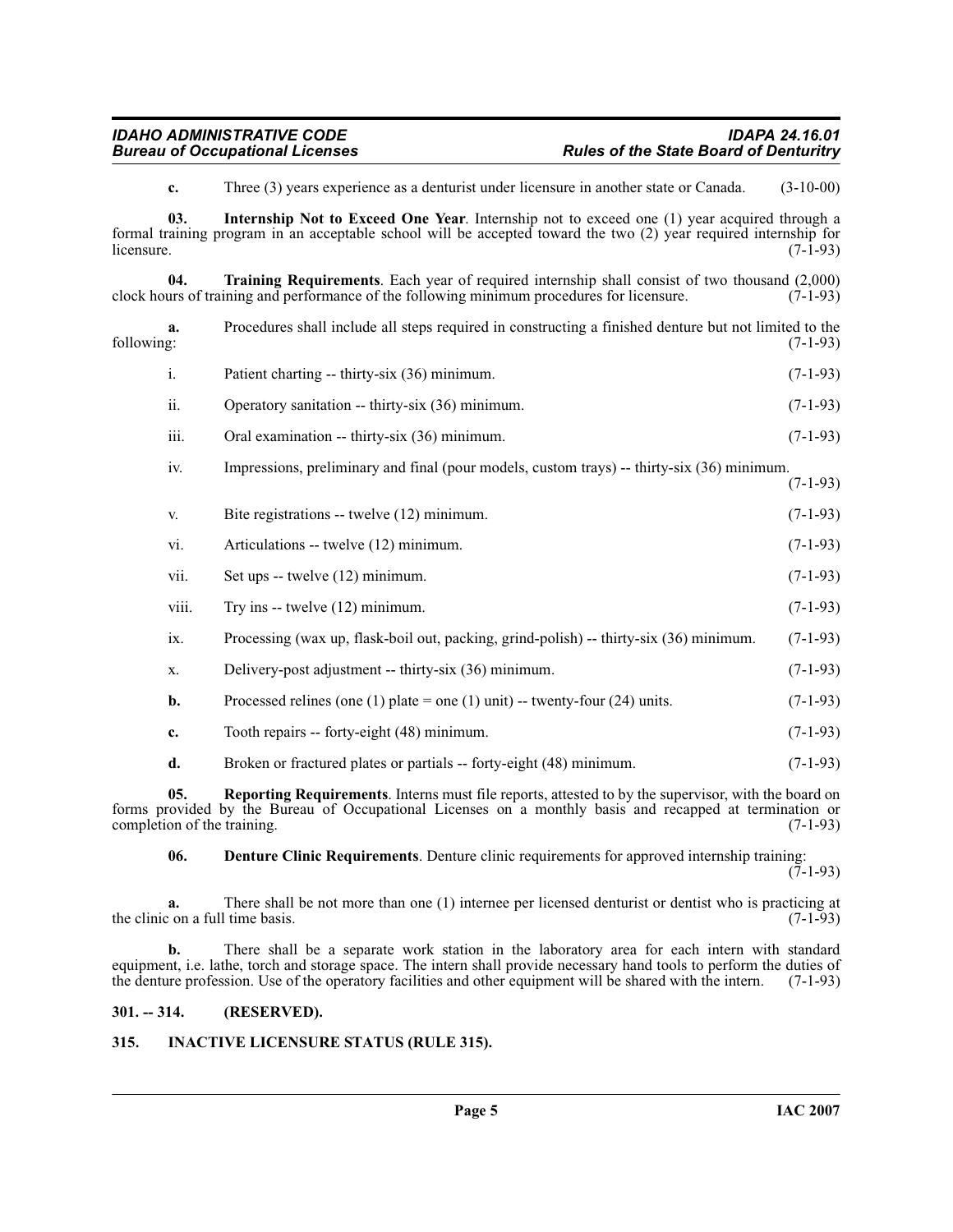**c.** Three (3) years experience as a denturist under licensure in another state or Canada. (3-10-00)

**03. Internship Not to Exceed One Year**. Internship not to exceed one (1) year acquired through a formal training program in an acceptable school will be accepted toward the two (2) year required internship for licensure. (7-1-93)

**04. Training Requirements**. Each year of required internship shall consist of two thousand (2,000) clock hours of training and performance of the following minimum procedures for licensure. (7-1-93)

**a.** Procedures shall include all steps required in constructing a finished denture but not limited to the following: (7-1-93)

i. Patient charting -- thirty-six (36) minimum. (7-1-93)

ii. Operatory sanitation -- thirty-six (36) minimum. (7-1-93)

iii. Oral examination -- thirty-six (36) minimum. (7-1-93)

iv. Impressions, preliminary and final (pour models, custom trays) -- thirty-six (36) minimum. (7-1-93)

v. Bite registrations -- twelve (12) minimum. (7-1-93)

vi. Articulations -- twelve (12) minimum. (7-1-93)

vii. Set ups -- twelve (12) minimum. (7-1-93)

viii. Try ins -- twelve (12) minimum. (7-1-93)

ix. Processing (wax up, flask-boil out, packing, grind-polish) -- thirty-six (36) minimum. (7-1-93)

x. Delivery-post adjustment -- thirty-six (36) minimum. (7-1-93)

**b.** Processed relines (one (1) plate = one (1) unit) -- twenty-four (24) units. (7-1-93)

**c.** Tooth repairs -- forty-eight (48) minimum. (7-1-93)

**d.** Broken or fractured plates or partials -- forty-eight (48) minimum. (7-1-93)

**05. Reporting Requirements**. Interns must file reports, attested to by the supervisor, with the board on forms provided by the Bureau of Occupational Licenses on a monthly basis and recapped at termination or completion of the training. (7-1-93)

**06. Denture Clinic Requirements**. Denture clinic requirements for approved internship training: (7-1-93)

**a.** There shall be not more than one (1) internee per licensed denturist or dentist who is practicing at the clinic on a full time basis. (7-1-93)

**b.** There shall be a separate work station in the laboratory area for each intern with standard equipment, i.e. lathe, torch and storage space. The intern shall provide necessary hand tools to perform the duties of the denture profession. Use of the operatory facilities and other equipment will be shared with the intern. (7-1-93)

## 301. -- 314. (RESERVED).

## 315. INACTIVE LICENSURE STATUS (RULE 315).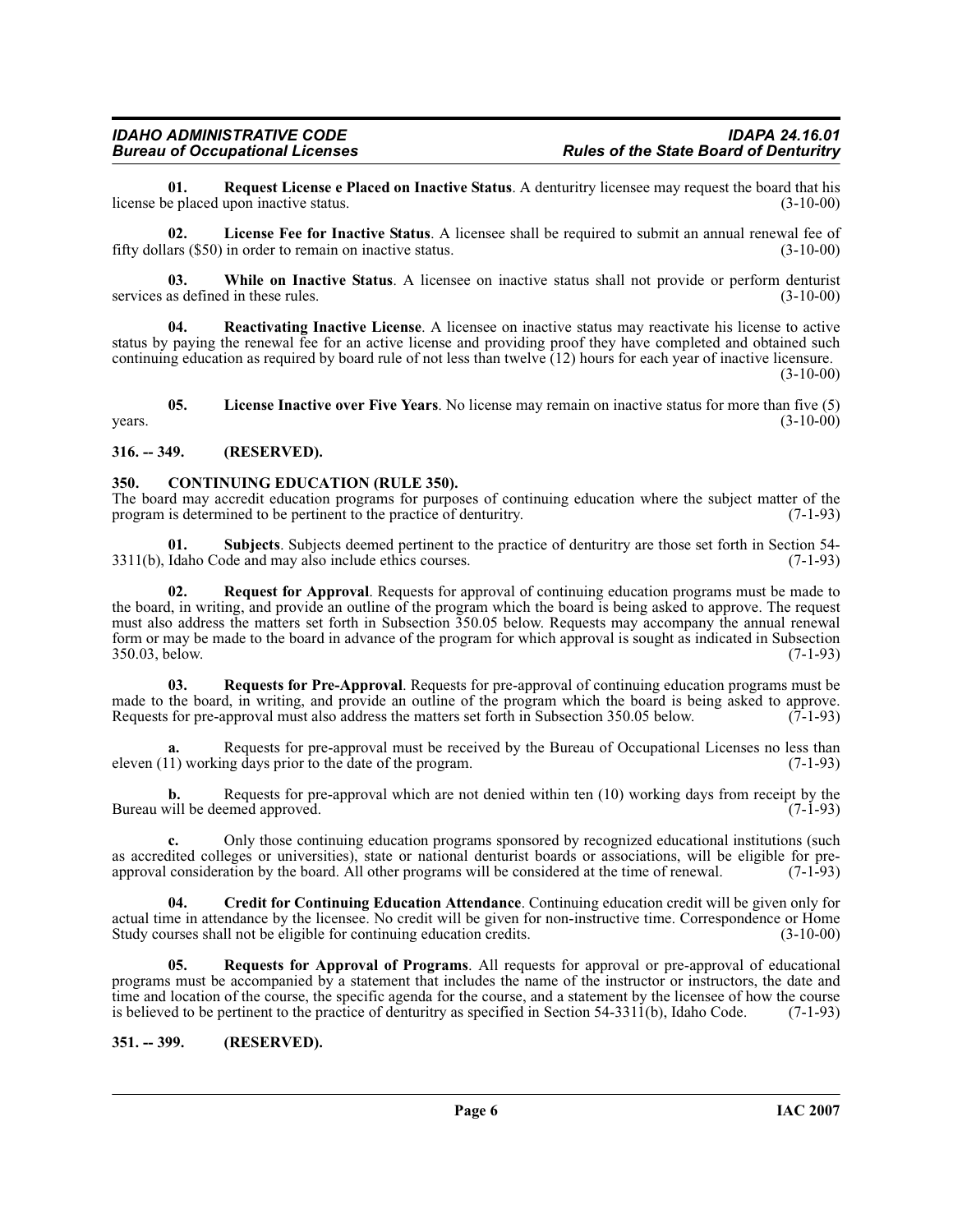**01. Request License e Placed on Inactive Status**. A denturitry licensee may request the board that his license be placed upon inactive status. (3-10-00)

**02. License Fee for Inactive Status**. A licensee shall be required to submit an annual renewal fee of fifty dollars ($50) in order to remain on inactive status. (3-10-00)

**03. While on Inactive Status**. A licensee on inactive status shall not provide or perform denturist services as defined in these rules. (3-10-00)

**04. Reactivating Inactive License**. A licensee on inactive status may reactivate his license to active status by paying the renewal fee for an active license and providing proof they have completed and obtained such continuing education as required by board rule of not less than twelve (12) hours for each year of inactive licensure. (3-10-00)

**05. License Inactive over Five Years**. No license may remain on inactive status for more than five (5) years. (3-10-00)

## 316. -- 349. (RESERVED).

## 350. CONTINUING EDUCATION (RULE 350).

The board may accredit education programs for purposes of continuing education where the subject matter of the program is determined to be pertinent to the practice of denturitry. (7-1-93)

**01. Subjects**. Subjects deemed pertinent to the practice of denturitry are those set forth in Section 54-3311(b), Idaho Code and may also include ethics courses. (7-1-93)

**02. Request for Approval**. Requests for approval of continuing education programs must be made to the board, in writing, and provide an outline of the program which the board is being asked to approve. The request must also address the matters set forth in Subsection 350.05 below. Requests may accompany the annual renewal form or may be made to the board in advance of the program for which approval is sought as indicated in Subsection 350.03, below. (7-1-93)

**03. Requests for Pre-Approval**. Requests for pre-approval of continuing education programs must be made to the board, in writing, and provide an outline of the program which the board is being asked to approve. Requests for pre-approval must also address the matters set forth in Subsection 350.05 below. (7-1-93)

**a.** Requests for pre-approval must be received by the Bureau of Occupational Licenses no less than eleven (11) working days prior to the date of the program. (7-1-93)

**b.** Requests for pre-approval which are not denied within ten (10) working days from receipt by the Bureau will be deemed approved. (7-1-93)

**c.** Only those continuing education programs sponsored by recognized educational institutions (such as accredited colleges or universities), state or national denturist boards or associations, will be eligible for pre-approval consideration by the board. All other programs will be considered at the time of renewal. (7-1-93)

**04. Credit for Continuing Education Attendance**. Continuing education credit will be given only for actual time in attendance by the licensee. No credit will be given for non-instructive time. Correspondence or Home Study courses shall not be eligible for continuing education credits. (3-10-00)

**05. Requests for Approval of Programs**. All requests for approval or pre-approval of educational programs must be accompanied by a statement that includes the name of the instructor or instructors, the date and time and location of the course, the specific agenda for the course, and a statement by the licensee of how the course is believed to be pertinent to the practice of denturitry as specified in Section 54-3311(b), Idaho Code. (7-1-93)

## 351. -- 399. (RESERVED).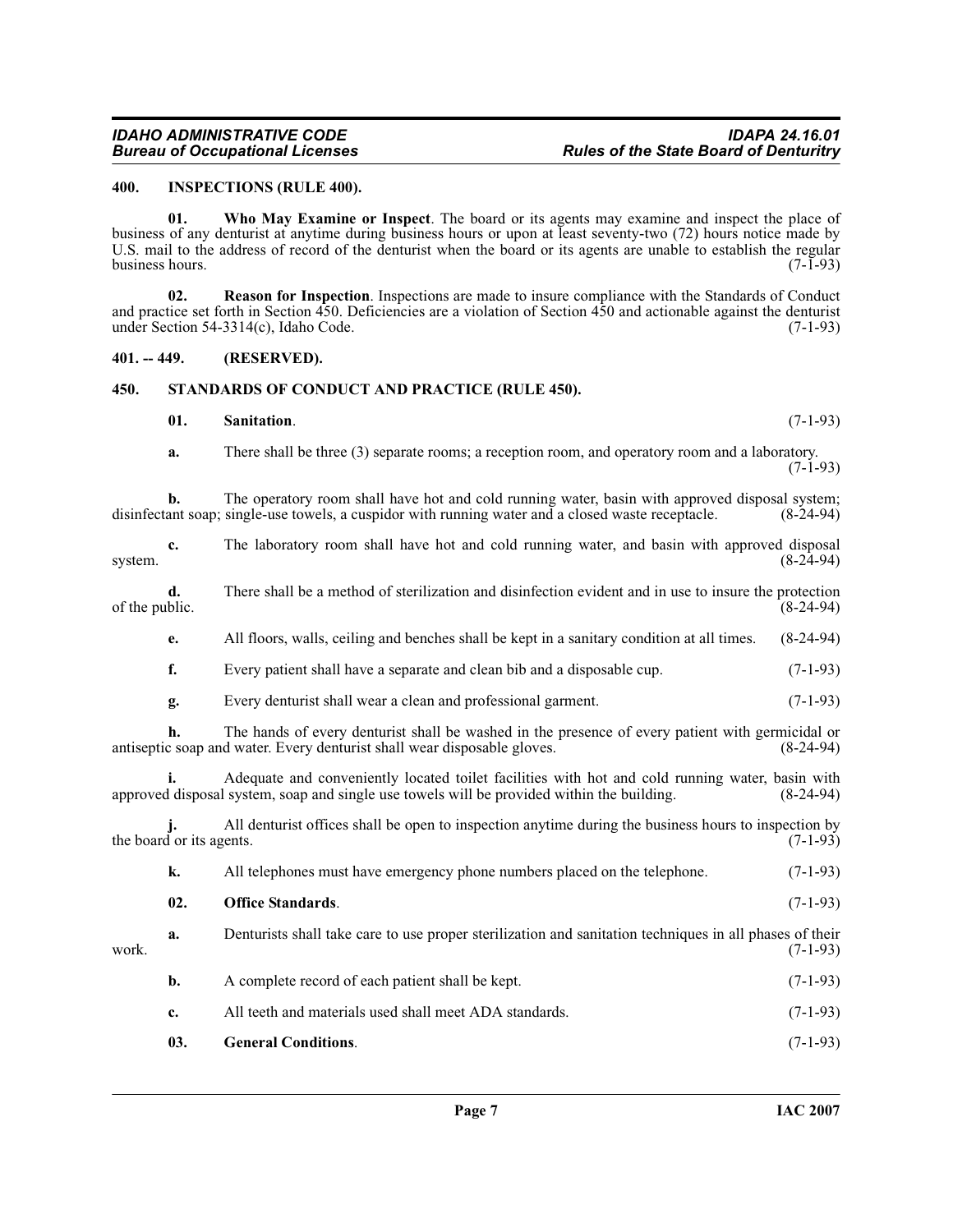### 400. INSPECTIONS (RULE 400).

**01. Who May Examine or Inspect**. The board or its agents may examine and inspect the place of business of any denturist at anytime during business hours or upon at least seventy-two (72) hours notice made by U.S. mail to the address of record of the denturist when the board or its agents are unable to establish the regular business hours. (7-1-93)

**02. Reason for Inspection**. Inspections are made to insure compliance with the Standards of Conduct and practice set forth in Section 450. Deficiencies are a violation of Section 450 and actionable against the denturist under Section 54-3314(c), Idaho Code. (7-1-93)

### 401. -- 449. (RESERVED).

### 450. STANDARDS OF CONDUCT AND PRACTICE (RULE 450).

**01. Sanitation**. (7-1-93)

**a.** There shall be three (3) separate rooms; a reception room, and operatory room and a laboratory. (7-1-93)

**b.** The operatory room shall have hot and cold running water, basin with approved disposal system; disinfectant soap; single-use towels, a cuspidor with running water and a closed waste receptacle. (8-24-94)

**c.** The laboratory room shall have hot and cold running water, and basin with approved disposal system. (8-24-94)

**d.** There shall be a method of sterilization and disinfection evident and in use to insure the protection of the public. (8-24-94)

**e.** All floors, walls, ceiling and benches shall be kept in a sanitary condition at all times. (8-24-94)

**f.** Every patient shall have a separate and clean bib and a disposable cup. (7-1-93)

**g.** Every denturist shall wear a clean and professional garment. (7-1-93)

**h.** The hands of every denturist shall be washed in the presence of every patient with germicidal or antiseptic soap and water. Every denturist shall wear disposable gloves. (8-24-94)

**i.** Adequate and conveniently located toilet facilities with hot and cold running water, basin with approved disposal system, soap and single use towels will be provided within the building. (8-24-94)

**j.** All denturist offices shall be open to inspection anytime during the business hours to inspection by the board or its agents. (7-1-93)

**k.** All telephones must have emergency phone numbers placed on the telephone. (7-1-93)

**02. Office Standards**. (7-1-93)

**a.** Denturists shall take care to use proper sterilization and sanitation techniques in all phases of their work. (7-1-93)

**b.** A complete record of each patient shall be kept. (7-1-93)

**c.** All teeth and materials used shall meet ADA standards. (7-1-93)

**03. General Conditions**. (7-1-93)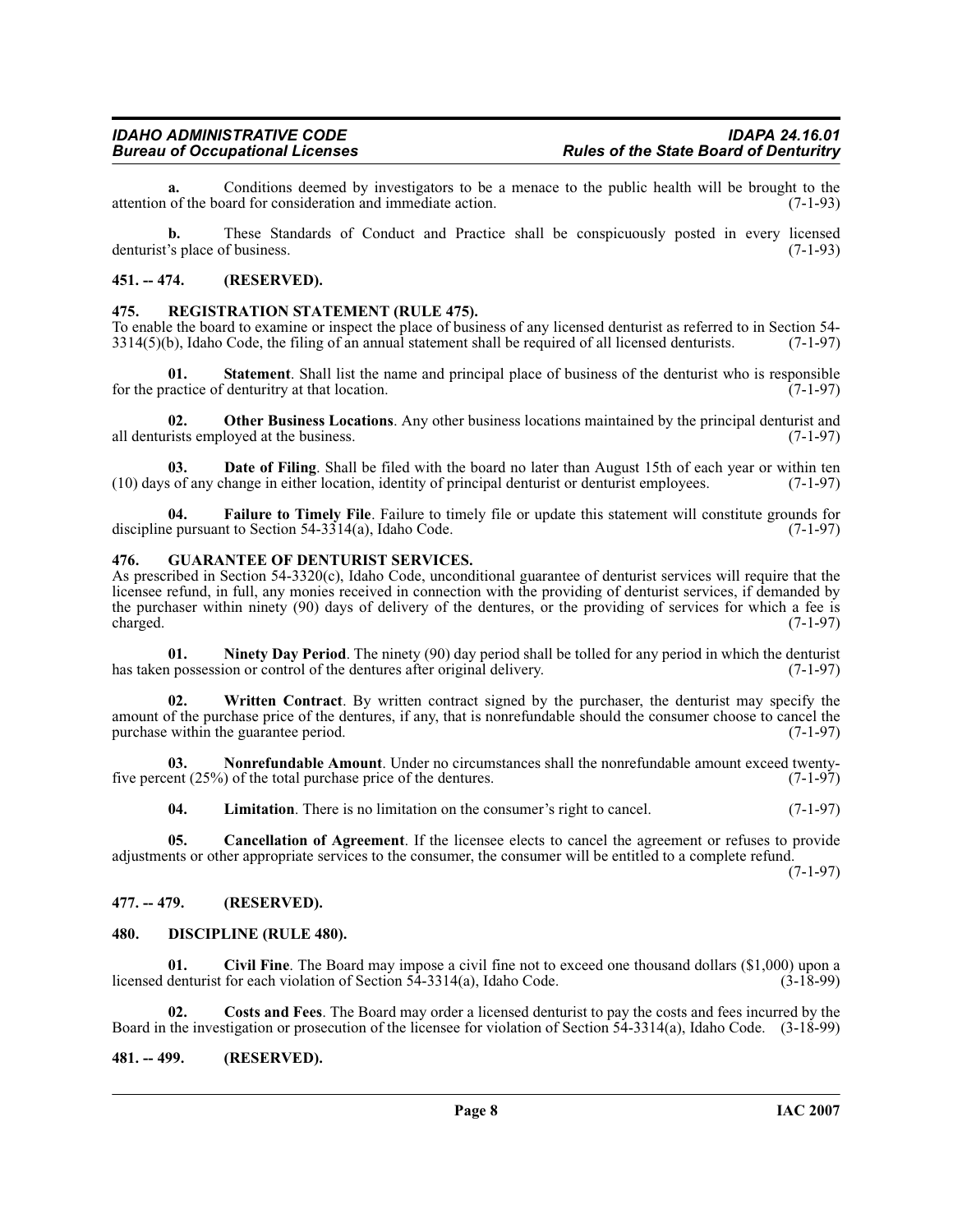**a.** Conditions deemed by investigators to be a menace to the public health will be brought to the attention of the board for consideration and immediate action. (7-1-93)

**b.** These Standards of Conduct and Practice shall be conspicuously posted in every licensed denturist's place of business. (7-1-93)

### 451. -- 474. (RESERVED).

### 475. REGISTRATION STATEMENT (RULE 475).

To enable the board to examine or inspect the place of business of any licensed denturist as referred to in Section 54-3314(5)(b), Idaho Code, the filing of an annual statement shall be required of all licensed denturists. (7-1-97)

**01. Statement**. Shall list the name and principal place of business of the denturist who is responsible for the practice of denturitry at that location. (7-1-97)

**02. Other Business Locations**. Any other business locations maintained by the principal denturist and all denturists employed at the business. (7-1-97)

**03. Date of Filing**. Shall be filed with the board no later than August 15th of each year or within ten (10) days of any change in either location, identity of principal denturist or denturist employees. (7-1-97)

**04. Failure to Timely File**. Failure to timely file or update this statement will constitute grounds for discipline pursuant to Section 54-3314(a), Idaho Code. (7-1-97)

### 476. GUARANTEE OF DENTURIST SERVICES.

As prescribed in Section 54-3320(c), Idaho Code, unconditional guarantee of denturist services will require that the licensee refund, in full, any monies received in connection with the providing of denturist services, if demanded by the purchaser within ninety (90) days of delivery of the dentures, or the providing of services for which a fee is charged. (7-1-97)

**01. Ninety Day Period**. The ninety (90) day period shall be tolled for any period in which the denturist has taken possession or control of the dentures after original delivery. (7-1-97)

**02. Written Contract**. By written contract signed by the purchaser, the denturist may specify the amount of the purchase price of the dentures, if any, that is nonrefundable should the consumer choose to cancel the purchase within the guarantee period. (7-1-97)

**03. Nonrefundable Amount**. Under no circumstances shall the nonrefundable amount exceed twenty-five percent (25%) of the total purchase price of the dentures. (7-1-97)

**04. Limitation**. There is no limitation on the consumer's right to cancel. (7-1-97)

**05. Cancellation of Agreement**. If the licensee elects to cancel the agreement or refuses to provide adjustments or other appropriate services to the consumer, the consumer will be entitled to a complete refund. (7-1-97)

### 477. -- 479. (RESERVED).

### 480. DISCIPLINE (RULE 480).

**01. Civil Fine**. The Board may impose a civil fine not to exceed one thousand dollars ($1,000) upon a licensed denturist for each violation of Section 54-3314(a), Idaho Code. (3-18-99)

**02. Costs and Fees**. The Board may order a licensed denturist to pay the costs and fees incurred by the Board in the investigation or prosecution of the licensee for violation of Section 54-3314(a), Idaho Code. (3-18-99)

### 481. -- 499. (RESERVED).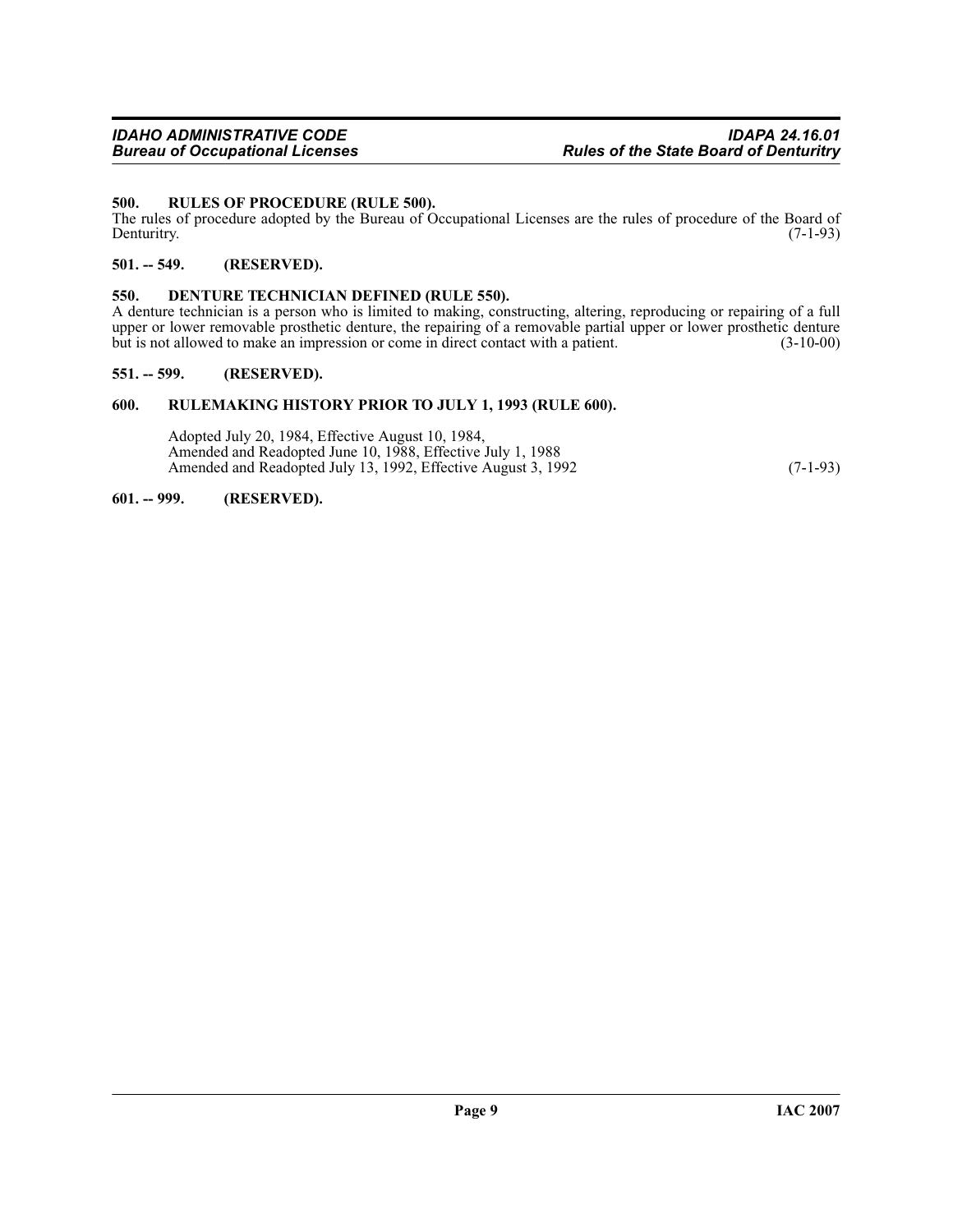### 500. RULES OF PROCEDURE (RULE 500).

The rules of procedure adopted by the Bureau of Occupational Licenses are the rules of procedure of the Board of Denturitry. (7-1-93)

### 501. -- 549. (RESERVED).

### 550. DENTURE TECHNICIAN DEFINED (RULE 550).

A denture technician is a person who is limited to making, constructing, altering, reproducing or repairing of a full upper or lower removable prosthetic denture, the repairing of a removable partial upper or lower prosthetic denture but is not allowed to make an impression or come in direct contact with a patient. (3-10-00)

### 551. -- 599. (RESERVED).

### 600. RULEMAKING HISTORY PRIOR TO JULY 1, 1993 (RULE 600).

Adopted July 20, 1984, Effective August 10, 1984,
Amended and Readopted June 10, 1988, Effective July 1, 1988
Amended and Readopted July 13, 1992, Effective August 3, 1992 (7-1-93)

### 601. -- 999. (RESERVED).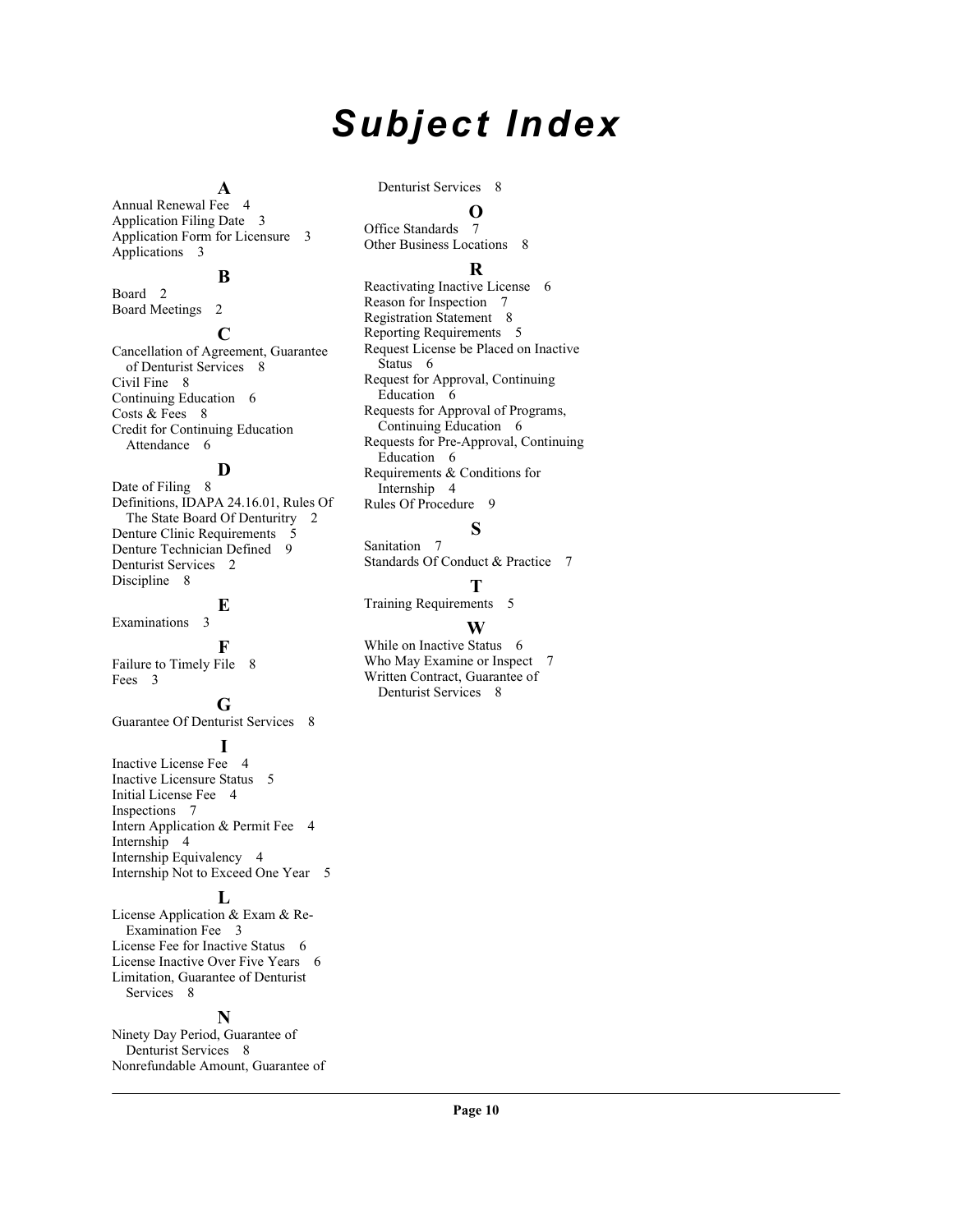# Subject Index

### A

Annual Renewal Fee 4
Application Filing Date 3
Application Form for Licensure 3
Applications 3

### B

Board 2
Board Meetings 2

### C

Cancellation of Agreement, Guarantee of Denturist Services 8
Civil Fine 8
Continuing Education 6
Costs & Fees 8
Credit for Continuing Education Attendance 6

### D

Date of Filing 8
Definitions, IDAPA 24.16.01, Rules Of The State Board Of Denturitry 2
Denture Clinic Requirements 5
Denture Technician Defined 9
Denturist Services 2
Discipline 8

### E

Examinations 3

### F

Failure to Timely File 8
Fees 3

### G

Guarantee Of Denturist Services 8

### I

Inactive License Fee 4
Inactive Licensure Status 5
Initial License Fee 4
Inspections 7
Intern Application & Permit Fee 4
Internship 4
Internship Equivalency 4
Internship Not to Exceed One Year 5

### L

License Application & Exam & Re-Examination Fee 3
License Fee for Inactive Status 6
License Inactive Over Five Years 6
Limitation, Guarantee of Denturist Services 8

### N

Ninety Day Period, Guarantee of Denturist Services 8
Nonrefundable Amount, Guarantee of Denturist Services 8

### O

Office Standards 7
Other Business Locations 8

### R

Reactivating Inactive License 6
Reason for Inspection 7
Registration Statement 8
Reporting Requirements 5
Request License be Placed on Inactive Status 6
Request for Approval, Continuing Education 6
Requests for Approval of Programs, Continuing Education 6
Requests for Pre-Approval, Continuing Education 6
Requirements & Conditions for Internship 4
Rules Of Procedure 9

### S

Sanitation 7
Standards Of Conduct & Practice 7

### T

Training Requirements 5

### W

While on Inactive Status 6
Who May Examine or Inspect 7
Written Contract, Guarantee of Denturist Services 8